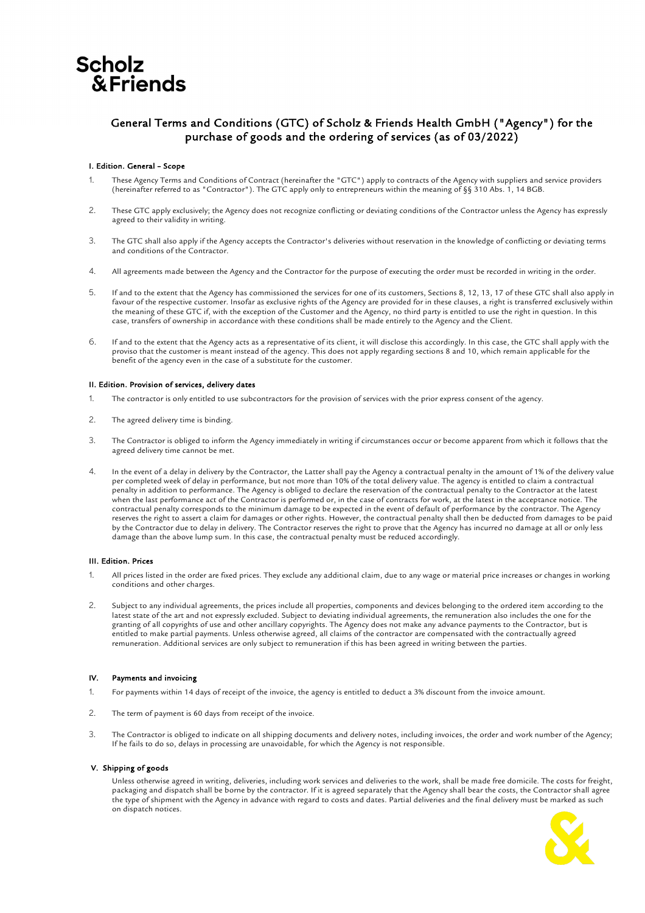Scholz & Friends

# General Terms and Conditions (GTC) of Scholz & Friends Health GmbH ("Agency") for the purchase of goods and the ordering of services (as of 03/2022)

## I. Edition. General – Scope

1. These Agency Terms and Conditions of Contract (hereinafter the "GTC") apply to contracts of the Agency with suppliers and service providers (hereinafter referred to as "Contractor"). The GTC apply only to entrepreneurs within the meaning of §§ 310 Abs. 1, 14 BGB.

2. These GTC apply exclusively; the Agency does not recognize conflicting or deviating conditions of the Contractor unless the Agency has expressly agreed to their validity in writing.

3. The GTC shall also apply if the Agency accepts the Contractor's deliveries without reservation in the knowledge of conflicting or deviating terms and conditions of the Contractor.

4. All agreements made between the Agency and the Contractor for the purpose of executing the order must be recorded in writing in the order.

5. If and to the extent that the Agency has commissioned the services for one of its customers, Sections 8, 12, 13, 17 of these GTC shall also apply in favour of the respective customer. Insofar as exclusive rights of the Agency are provided for in these clauses, a right is transferred exclusively within the meaning of these GTC if, with the exception of the Customer and the Agency, no third party is entitled to use the right in question. In this case, transfers of ownership in accordance with these conditions shall be made entirely to the Agency and the Client.

6. If and to the extent that the Agency acts as a representative of its client, it will disclose this accordingly. In this case, the GTC shall apply with the proviso that the customer is meant instead of the agency. This does not apply regarding sections 8 and 10, which remain applicable for the benefit of the agency even in the case of a substitute for the customer.

## II. Edition. Provision of services, delivery dates

1. The contractor is only entitled to use subcontractors for the provision of services with the prior express consent of the agency.

2. The agreed delivery time is binding.

3. The Contractor is obliged to inform the Agency immediately in writing if circumstances occur or become apparent from which it follows that the agreed delivery time cannot be met.

4. In the event of a delay in delivery by the Contractor, the Latter shall pay the Agency a contractual penalty in the amount of 1% of the delivery value per completed week of delay in performance, but not more than 10% of the total delivery value. The agency is entitled to claim a contractual penalty in addition to performance. The Agency is obliged to declare the reservation of the contractual penalty to the Contractor at the latest when the last performance act of the Contractor is performed or, in the case of contracts for work, at the latest in the acceptance notice. The contractual penalty corresponds to the minimum damage to be expected in the event of default of performance by the contractor. The Agency reserves the right to assert a claim for damages or other rights. However, the contractual penalty shall then be deducted from damages to be paid by the Contractor due to delay in delivery. The Contractor reserves the right to prove that the Agency has incurred no damage at all or only less damage than the above lump sum. In this case, the contractual penalty must be reduced accordingly.

## III. Edition. Prices

1. All prices listed in the order are fixed prices. They exclude any additional claim, due to any wage or material price increases or changes in working conditions and other charges.

2. Subject to any individual agreements, the prices include all properties, components and devices belonging to the ordered item according to the latest state of the art and not expressly excluded. Subject to deviating individual agreements, the remuneration also includes the one for the granting of all copyrights of use and other ancillary copyrights. The Agency does not make any advance payments to the Contractor, but is entitled to make partial payments. Unless otherwise agreed, all claims of the contractor are compensated with the contractually agreed remuneration. Additional services are only subject to remuneration if this has been agreed in writing between the parties.

## IV. Payments and invoicing

1. For payments within 14 days of receipt of the invoice, the agency is entitled to deduct a 3% discount from the invoice amount.

2. The term of payment is 60 days from receipt of the invoice.

3. The Contractor is obliged to indicate on all shipping documents and delivery notes, including invoices, the order and work number of the Agency; If he fails to do so, delays in processing are unavoidable, for which the Agency is not responsible.

## V. Shipping of goods

Unless otherwise agreed in writing, deliveries, including work services and deliveries to the work, shall be made free domicile. The costs for freight, packaging and dispatch shall be borne by the contractor. If it is agreed separately that the Agency shall bear the costs, the Contractor shall agree the type of shipment with the Agency in advance with regard to costs and dates. Partial deliveries and the final delivery must be marked as such on dispatch notices.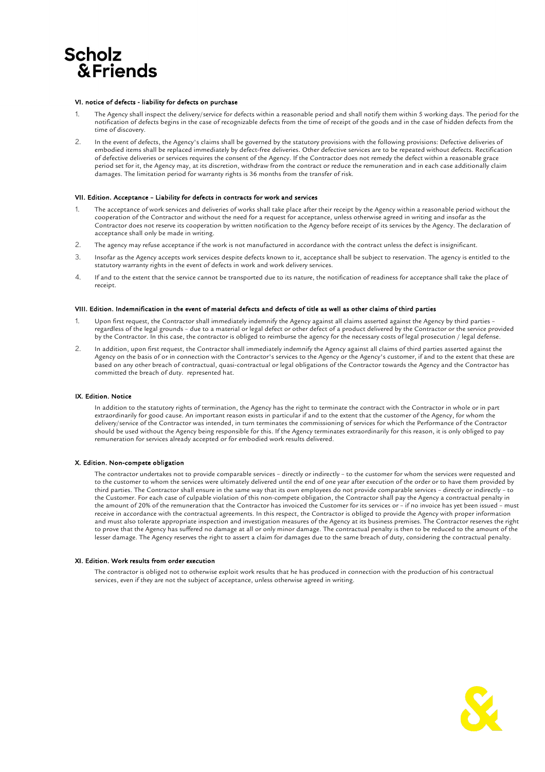### VI. notice of defects - liability for defects on purchase

1. The Agency shall inspect the delivery/service for defects within a reasonable period and shall notify them within 5 working days. The period for the notification of defects begins in the case of recognizable defects from the time of receipt of the goods and in the case of hidden defects from the time of discovery.
2. In the event of defects, the Agency's claims shall be governed by the statutory provisions with the following provisions: Defective deliveries of embodied items shall be replaced immediately by defect-free deliveries. Other defective services are to be repeated without defects. Rectification of defective deliveries or services requires the consent of the Agency. If the Contractor does not remedy the defect within a reasonable grace period set for it, the Agency may, at its discretion, withdraw from the contract or reduce the remuneration and in each case additionally claim damages. The limitation period for warranty rights is 36 months from the transfer of risk.

### VII. Edition. Acceptance – Liability for defects in contracts for work and services

1. The acceptance of work services and deliveries of works shall take place after their receipt by the Agency within a reasonable period without the cooperation of the Contractor and without the need for a request for acceptance, unless otherwise agreed in writing and insofar as the Contractor does not reserve its cooperation by written notification to the Agency before receipt of its services by the Agency. The declaration of acceptance shall only be made in writing.
2. The agency may refuse acceptance if the work is not manufactured in accordance with the contract unless the defect is insignificant.
3. Insofar as the Agency accepts work services despite defects known to it, acceptance shall be subject to reservation. The agency is entitled to the statutory warranty rights in the event of defects in work and work delivery services.
4. If and to the extent that the service cannot be transported due to its nature, the notification of readiness for acceptance shall take the place of receipt.

### VIII. Edition. Indemnification in the event of material defects and defects of title as well as other claims of third parties

1. Upon first request, the Contractor shall immediately indemnify the Agency against all claims asserted against the Agency by third parties – regardless of the legal grounds – due to a material or legal defect or other defect of a product delivered by the Contractor or the service provided by the Contractor. In this case, the contractor is obliged to reimburse the agency for the necessary costs of legal prosecution / legal defense.
2. In addition, upon first request, the Contractor shall immediately indemnify the Agency against all claims of third parties asserted against the Agency on the basis of or in connection with the Contractor's services to the Agency or the Agency's customer, if and to the extent that these are based on any other breach of contractual, quasi-contractual or legal obligations of the Contractor towards the Agency and the Contractor has committed the breach of duty. represented hat.

### IX. Edition. Notice

In addition to the statutory rights of termination, the Agency has the right to terminate the contract with the Contractor in whole or in part extraordinarily for good cause. An important reason exists in particular if and to the extent that the customer of the Agency, for whom the delivery/service of the Contractor was intended, in turn terminates the commissioning of services for which the Performance of the Contractor should be used without the Agency being responsible for this. If the Agency terminates extraordinarily for this reason, it is only obliged to pay remuneration for services already accepted or for embodied work results delivered.

### X. Edition. Non-compete obligation

The contractor undertakes not to provide comparable services – directly or indirectly – to the customer for whom the services were requested and to the customer to whom the services were ultimately delivered until the end of one year after execution of the order or to have them provided by third parties. The Contractor shall ensure in the same way that its own employees do not provide comparable services – directly or indirectly – to the Customer. For each case of culpable violation of this non-compete obligation, the Contractor shall pay the Agency a contractual penalty in the amount of 20% of the remuneration that the Contractor has invoiced the Customer for its services or – if no invoice has yet been issued – must receive in accordance with the contractual agreements. In this respect, the Contractor is obliged to provide the Agency with proper information and must also tolerate appropriate inspection and investigation measures of the Agency at its business premises. The Contractor reserves the right to prove that the Agency has suffered no damage at all or only minor damage. The contractual penalty is then to be reduced to the amount of the lesser damage. The Agency reserves the right to assert a claim for damages due to the same breach of duty, considering the contractual penalty.

### XI. Edition. Work results from order execution

The contractor is obliged not to otherwise exploit work results that he has produced in connection with the production of his contractual services, even if they are not the subject of acceptance, unless otherwise agreed in writing.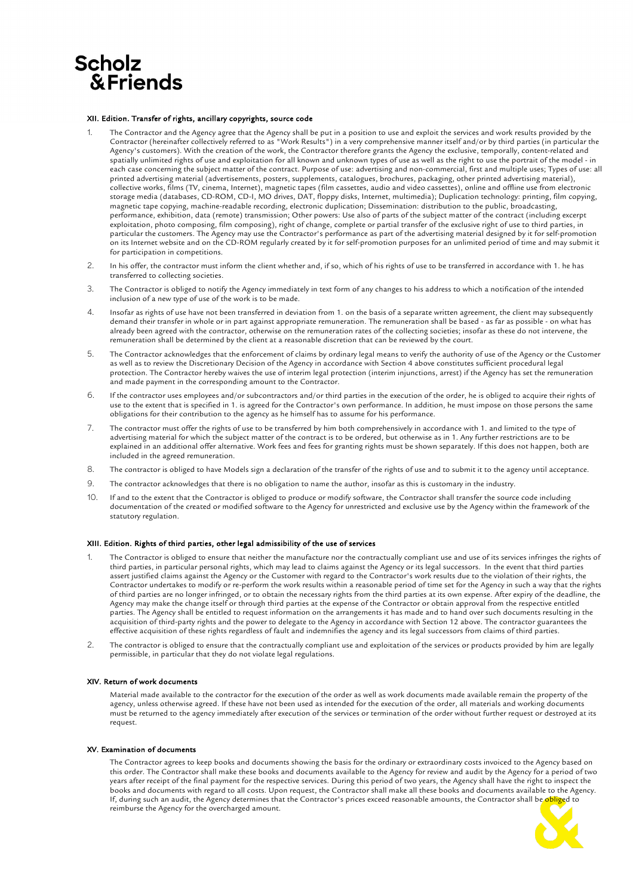## XII. Edition. Transfer of rights, ancillary copyrights, source code

1. The Contractor and the Agency agree that the Agency shall be put in a position to use and exploit the services and work results provided by the Contractor (hereinafter collectively referred to as "Work Results") in a very comprehensive manner itself and/or by third parties (in particular the Agency's customers). With the creation of the work, the Contractor therefore grants the Agency the exclusive, temporally, content-related and spatially unlimited rights of use and exploitation for all known and unknown types of use as well as the right to use the portrait of the model - in each case concerning the subject matter of the contract. Purpose of use: advertising and non-commercial, first and multiple uses; Types of use: all printed advertising material (advertisements, posters, supplements, catalogues, brochures, packaging, other printed advertising material), collective works, films (TV, cinema, Internet), magnetic tapes (film cassettes, audio and video cassettes), online and offline use from electronic storage media (databases, CD-ROM, CD-I, MO drives, DAT, floppy disks, Internet, multimedia); Duplication technology: printing, film copying, magnetic tape copying, machine-readable recording, electronic duplication; Dissemination: distribution to the public, broadcasting, performance, exhibition, data (remote) transmission; Other powers: Use also of parts of the subject matter of the contract (including excerpt exploitation, photo composing, film composing), right of change, complete or partial transfer of the exclusive right of use to third parties, in particular the customers. The Agency may use the Contractor's performance as part of the advertising material designed by it for self-promotion on its Internet website and on the CD-ROM regularly created by it for self-promotion purposes for an unlimited period of time and may submit it for participation in competitions.
2. In his offer, the contractor must inform the client whether and, if so, which of his rights of use to be transferred in accordance with 1. he has transferred to collecting societies.
3. The Contractor is obliged to notify the Agency immediately in text form of any changes to his address to which a notification of the intended inclusion of a new type of use of the work is to be made.
4. Insofar as rights of use have not been transferred in deviation from 1. on the basis of a separate written agreement, the client may subsequently demand their transfer in whole or in part against appropriate remuneration. The remuneration shall be based - as far as possible - on what has already been agreed with the contractor, otherwise on the remuneration rates of the collecting societies; insofar as these do not intervene, the remuneration shall be determined by the client at a reasonable discretion that can be reviewed by the court.
5. The Contractor acknowledges that the enforcement of claims by ordinary legal means to verify the authority of use of the Agency or the Customer as well as to review the Discretionary Decision of the Agency in accordance with Section 4 above constitutes sufficient procedural legal protection. The Contractor hereby waives the use of interim legal protection (interim injunctions, arrest) if the Agency has set the remuneration and made payment in the corresponding amount to the Contractor.
6. If the contractor uses employees and/or subcontractors and/or third parties in the execution of the order, he is obliged to acquire their rights of use to the extent that is specified in 1. is agreed for the Contractor's own performance. In addition, he must impose on those persons the same obligations for their contribution to the agency as he himself has to assume for his performance.
7. The contractor must offer the rights of use to be transferred by him both comprehensively in accordance with 1. and limited to the type of advertising material for which the subject matter of the contract is to be ordered, but otherwise as in 1. Any further restrictions are to be explained in an additional offer alternative. Work fees and fees for granting rights must be shown separately. If this does not happen, both are included in the agreed remuneration.
8. The contractor is obliged to have Models sign a declaration of the transfer of the rights of use and to submit it to the agency until acceptance.
9. The contractor acknowledges that there is no obligation to name the author, insofar as this is customary in the industry.
10. If and to the extent that the Contractor is obliged to produce or modify software, the Contractor shall transfer the source code including documentation of the created or modified software to the Agency for unrestricted and exclusive use by the Agency within the framework of the statutory regulation.

## XIII. Edition. Rights of third parties, other legal admissibility of the use of services

1. The Contractor is obliged to ensure that neither the manufacture nor the contractually compliant use and use of its services infringes the rights of third parties, in particular personal rights, which may lead to claims against the Agency or its legal successors. In the event that third parties assert justified claims against the Agency or the Customer with regard to the Contractor's work results due to the violation of their rights, the Contractor undertakes to modify or re-perform the work results within a reasonable period of time set for the Agency in such a way that the rights of third parties are no longer infringed, or to obtain the necessary rights from the third parties at its own expense. After expiry of the deadline, the Agency may make the change itself or through third parties at the expense of the Contractor or obtain approval from the respective entitled parties. The Agency shall be entitled to request information on the arrangements it has made and to hand over such documents resulting in the acquisition of third-party rights and the power to delegate to the Agency in accordance with Section 12 above. The contractor guarantees the effective acquisition of these rights regardless of fault and indemnifies the agency and its legal successors from claims of third parties.
2. The contractor is obliged to ensure that the contractually compliant use and exploitation of the services or products provided by him are legally permissible, in particular that they do not violate legal regulations.

## XIV. Return of work documents

Material made available to the contractor for the execution of the order as well as work documents made available remain the property of the agency, unless otherwise agreed. If these have not been used as intended for the execution of the order, all materials and working documents must be returned to the agency immediately after execution of the services or termination of the order without further request or destroyed at its request.

## XV. Examination of documents

The Contractor agrees to keep books and documents showing the basis for the ordinary or extraordinary costs invoiced to the Agency based on this order. The Contractor shall make these books and documents available to the Agency for review and audit by the Agency for a period of two years after receipt of the final payment for the respective services. During this period of two years, the Agency shall have the right to inspect the books and documents with regard to all costs. Upon request, the Contractor shall make all these books and documents available to the Agency. If, during such an audit, the Agency determines that the Contractor's prices exceed reasonable amounts, the Contractor shall be obliged to reimburse the Agency for the overcharged amount.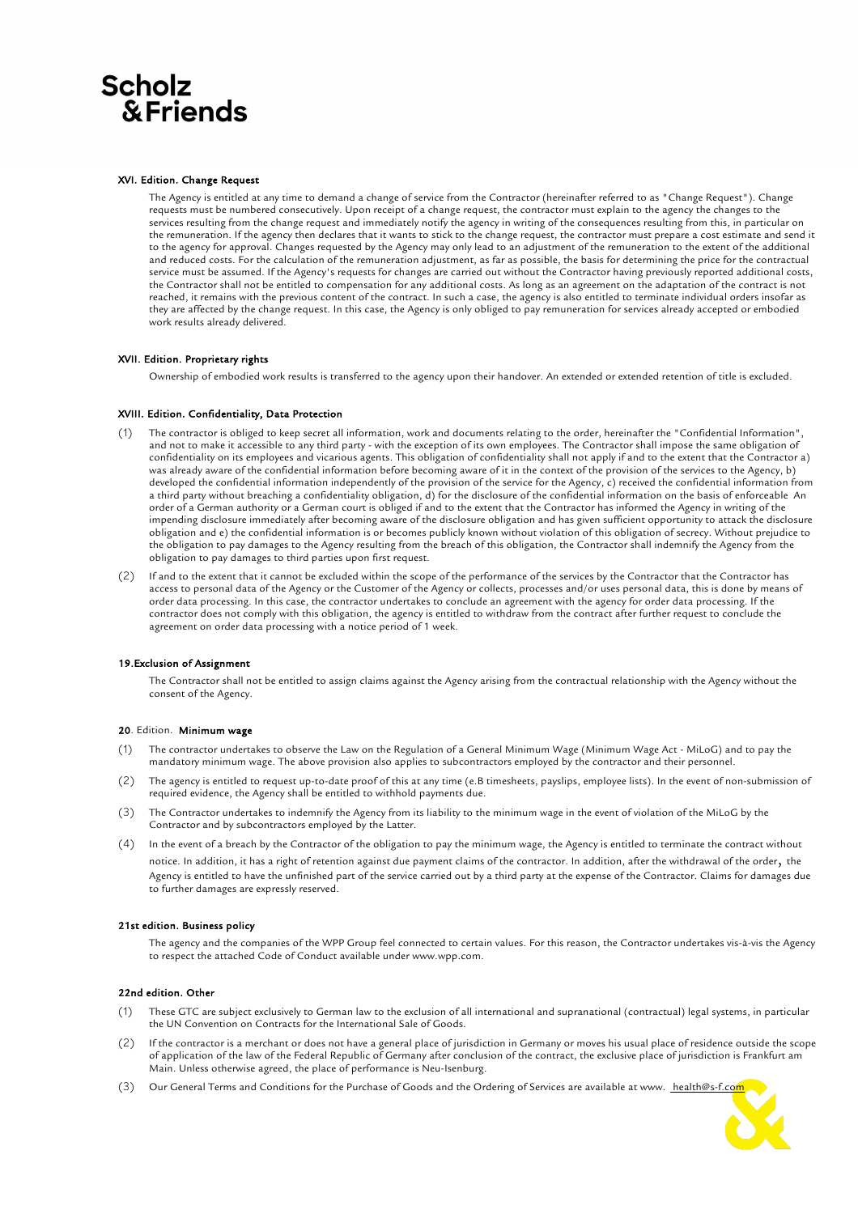# Scholz & Friends

## XVI. Edition. Change Request

The Agency is entitled at any time to demand a change of service from the Contractor (hereinafter referred to as "Change Request"). Change requests must be numbered consecutively. Upon receipt of a change request, the contractor must explain to the agency the changes to the services resulting from the change request and immediately notify the agency in writing of the consequences resulting from this, in particular on the remuneration. If the agency then declares that it wants to stick to the change request, the contractor must prepare a cost estimate and send it to the agency for approval. Changes requested by the Agency may only lead to an adjustment of the remuneration to the extent of the additional and reduced costs. For the calculation of the remuneration adjustment, as far as possible, the basis for determining the price for the contractual service must be assumed. If the Agency's requests for changes are carried out without the Contractor having previously reported additional costs, the Contractor shall not be entitled to compensation for any additional costs. As long as an agreement on the adaptation of the contract is not reached, it remains with the previous content of the contract. In such a case, the agency is also entitled to terminate individual orders insofar as they are affected by the change request. In this case, the Agency is only obliged to pay remuneration for services already accepted or embodied work results already delivered.

## XVII. Edition. Proprietary rights

Ownership of embodied work results is transferred to the agency upon their handover. An extended or extended retention of title is excluded.

## XVIII. Edition. Confidentiality, Data Protection

(1) The contractor is obliged to keep secret all information, work and documents relating to the order, hereinafter the "Confidential Information", and not to make it accessible to any third party - with the exception of its own employees. The Contractor shall impose the same obligation of confidentiality on its employees and vicarious agents. This obligation of confidentiality shall not apply if and to the extent that the Contractor a) was already aware of the confidential information before becoming aware of it in the context of the provision of the services to the Agency, b) developed the confidential information independently of the provision of the service for the Agency, c) received the confidential information from a third party without breaching a confidentiality obligation, d) for the disclosure of the confidential information on the basis of enforceable An order of a German authority or a German court is obliged if and to the extent that the Contractor has informed the Agency in writing of the impending disclosure immediately after becoming aware of the disclosure obligation and has given sufficient opportunity to attack the disclosure obligation and e) the confidential information is or becomes publicly known without violation of this obligation of secrecy. Without prejudice to the obligation to pay damages to the Agency resulting from the breach of this obligation, the Contractor shall indemnify the Agency from the obligation to pay damages to third parties upon first request.

(2) If and to the extent that it cannot be excluded within the scope of the performance of the services by the Contractor that the Contractor has access to personal data of the Agency or the Customer of the Agency or collects, processes and/or uses personal data, this is done by means of order data processing. In this case, the contractor undertakes to conclude an agreement with the agency for order data processing. If the contractor does not comply with this obligation, the agency is entitled to withdraw from the contract after further request to conclude the agreement on order data processing with a notice period of 1 week.

## 19.Exclusion of Assignment

The Contractor shall not be entitled to assign claims against the Agency arising from the contractual relationship with the Agency without the consent of the Agency.

## 20. Edition. Minimum wage

(1) The contractor undertakes to observe the Law on the Regulation of a General Minimum Wage (Minimum Wage Act - MiLoG) and to pay the mandatory minimum wage. The above provision also applies to subcontractors employed by the contractor and their personnel.

(2) The agency is entitled to request up-to-date proof of this at any time (e.B timesheets, payslips, employee lists). In the event of non-submission of required evidence, the Agency shall be entitled to withhold payments due.

(3) The Contractor undertakes to indemnify the Agency from its liability to the minimum wage in the event of violation of the MiLoG by the Contractor and by subcontractors employed by the Latter.

(4) In the event of a breach by the Contractor of the obligation to pay the minimum wage, the Agency is entitled to terminate the contract without notice. In addition, it has a right of retention against due payment claims of the contractor. In addition, after the withdrawal of the order, the Agency is entitled to have the unfinished part of the service carried out by a third party at the expense of the Contractor. Claims for damages due to further damages are expressly reserved.

## 21st edition. Business policy

The agency and the companies of the WPP Group feel connected to certain values. For this reason, the Contractor undertakes vis-à-vis the Agency to respect the attached Code of Conduct available under www.wpp.com.

## 22nd edition. Other

(1) These GTC are subject exclusively to German law to the exclusion of all international and supranational (contractual) legal systems, in particular the UN Convention on Contracts for the International Sale of Goods.

(2) If the contractor is a merchant or does not have a general place of jurisdiction in Germany or moves his usual place of residence outside the scope of application of the law of the Federal Republic of Germany after conclusion of the contract, the exclusive place of jurisdiction is Frankfurt am Main. Unless otherwise agreed, the place of performance is Neu-Isenburg.

(3) Our General Terms and Conditions for the Purchase of Goods and the Ordering of Services are available at www. health@s-f.com